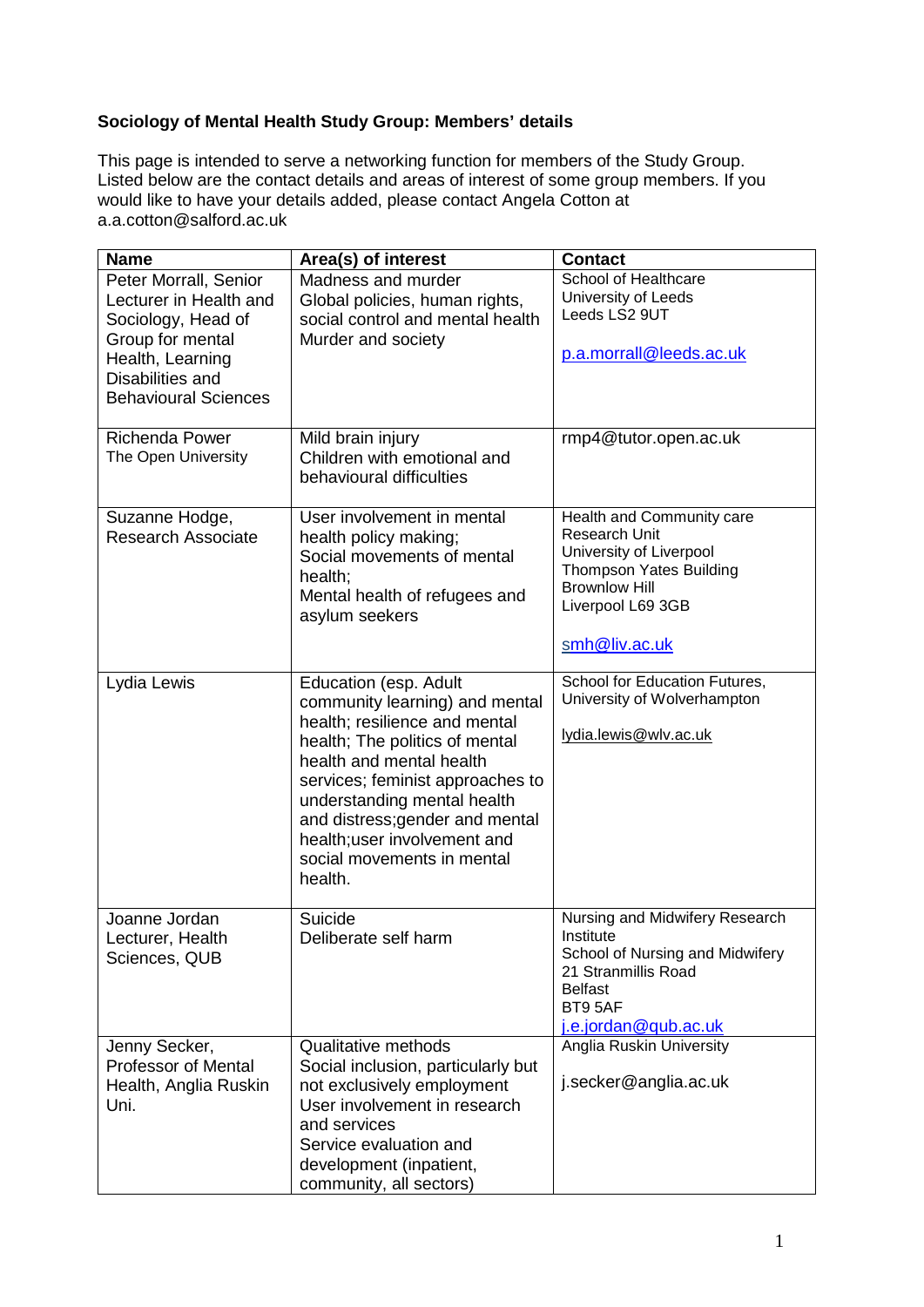**Sociology of Mental Health Study Group: Members' details**

This page is intended to serve a networking function for members of the Study Group. Listed below are the contact details and areas of interest of some group members. If you would like to have your details added, please contact Angela Cotton at a.a.cotton@salford.ac.uk

| Name | Area(s) of interest | Contact |
|---|---|---|
| Peter Morrall, Senior Lecturer in Health and Sociology, Head of Group for mental Health, Learning Disabilities and Behavioural Sciences | Madness and murder<br>Global policies, human rights, social control and mental health<br>Murder and society | School of Healthcare<br>University of Leeds<br>Leeds LS2 9UT<br><br>p.a.morrall@leeds.ac.uk |
| Richenda Power<br>The Open University | Mild brain injury<br>Children with emotional and behavioural difficulties | rmp4@tutor.open.ac.uk |
| Suzanne Hodge, Research Associate | User involvement in mental health policy making;<br>Social movements of mental health;<br>Mental health of refugees and asylum seekers | Health and Community care Research Unit<br>University of Liverpool<br>Thompson Yates Building<br>Brownlow Hill<br>Liverpool L69 3GB<br><br>smh@liv.ac.uk |
| Lydia Lewis | Education (esp. Adult community learning) and mental health; resilience and mental health; The politics of mental health and mental health services; feminist approaches to understanding mental health and distress;gender and mental health;user involvement and social movements in mental health. | School for Education Futures, University of Wolverhampton<br><br>lydia.lewis@wlv.ac.uk |
| Joanne Jordan<br>Lecturer, Health Sciences, QUB | Suicide<br>Deliberate self harm | Nursing and Midwifery Research Institute<br>School of Nursing and Midwifery<br>21 Stranmillis Road<br>Belfast<br>BT9 5AF<br>j.e.jordan@qub.ac.uk |
| Jenny Secker, Professor of Mental Health, Anglia Ruskin Uni. | Qualitative methods<br>Social inclusion, particularly but not exclusively employment<br>User involvement in research and services<br>Service evaluation and development (inpatient, community, all sectors) | Anglia Ruskin University<br><br>j.secker@anglia.ac.uk |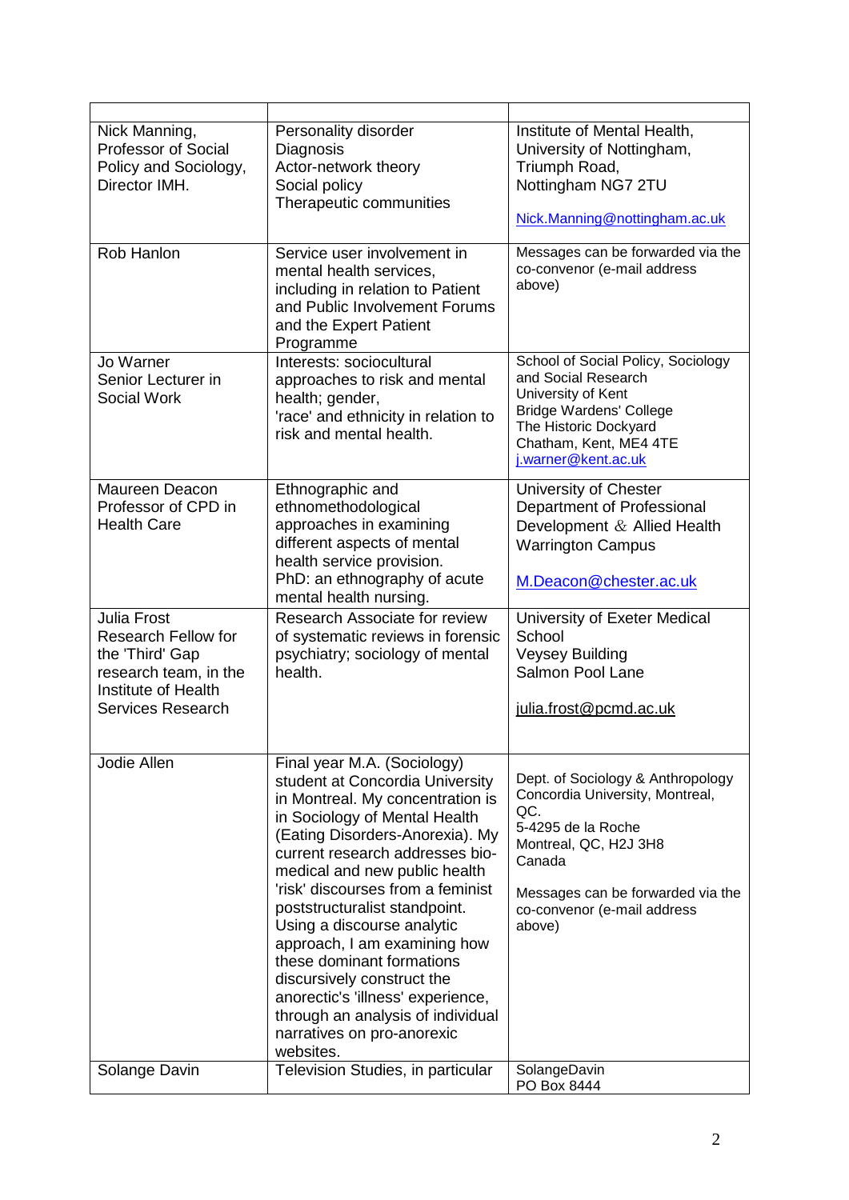| | | |
|---|---|---|
| Nick Manning, Professor of Social Policy and Sociology, Director IMH. | Personality disorder<br>Diagnosis<br>Actor-network theory<br>Social policy<br>Therapeutic communities | Institute of Mental Health, University of Nottingham, Triumph Road, Nottingham NG7 2TU<br><br>Nick.Manning@nottingham.ac.uk |
| Rob Hanlon | Service user involvement in mental health services, including in relation to Patient and Public Involvement Forums and the Expert Patient Programme | Messages can be forwarded via the co-convenor (e-mail address above) |
| Jo Warner<br>Senior Lecturer in Social Work | Interests: sociocultural approaches to risk and mental health; gender, 'race' and ethnicity in relation to risk and mental health. | School of Social Policy, Sociology and Social Research<br>University of Kent<br>Bridge Wardens' College<br>The Historic Dockyard<br>Chatham, Kent, ME4 4TE<br>j.warner@kent.ac.uk |
| Maureen Deacon<br>Professor of CPD in Health Care | Ethnographic and ethnomethodological approaches in examining different aspects of mental health service provision.<br>PhD: an ethnography of acute mental health nursing. | University of Chester<br>Department of Professional Development & Allied Health<br>Warrington Campus<br><br>M.Deacon@chester.ac.uk |
| Julia Frost<br>Research Fellow for the 'Third' Gap research team, in the Institute of Health Services Research | Research Associate for review of systematic reviews in forensic psychiatry; sociology of mental health. | University of Exeter Medical School<br>Veysey Building<br>Salmon Pool Lane<br><br>julia.frost@pcmd.ac.uk |
| Jodie Allen | Final year M.A. (Sociology) student at Concordia University in Montreal. My concentration is in Sociology of Mental Health (Eating Disorders-Anorexia). My current research addresses bio-medical and new public health 'risk' discourses from a feminist poststructuralist standpoint. Using a discourse analytic approach, I am examining how these dominant formations discursively construct the anorectic's 'illness' experience, through an analysis of individual narratives on pro-anorexic websites. | Dept. of Sociology & Anthropology<br>Concordia University, Montreal, QC.<br>5-4295 de la Roche<br>Montreal, QC, H2J 3H8<br>Canada<br><br>Messages can be forwarded via the co-convenor (e-mail address above) |
| Solange Davin | Television Studies, in particular | SolangeDavin<br>PO Box 8444 |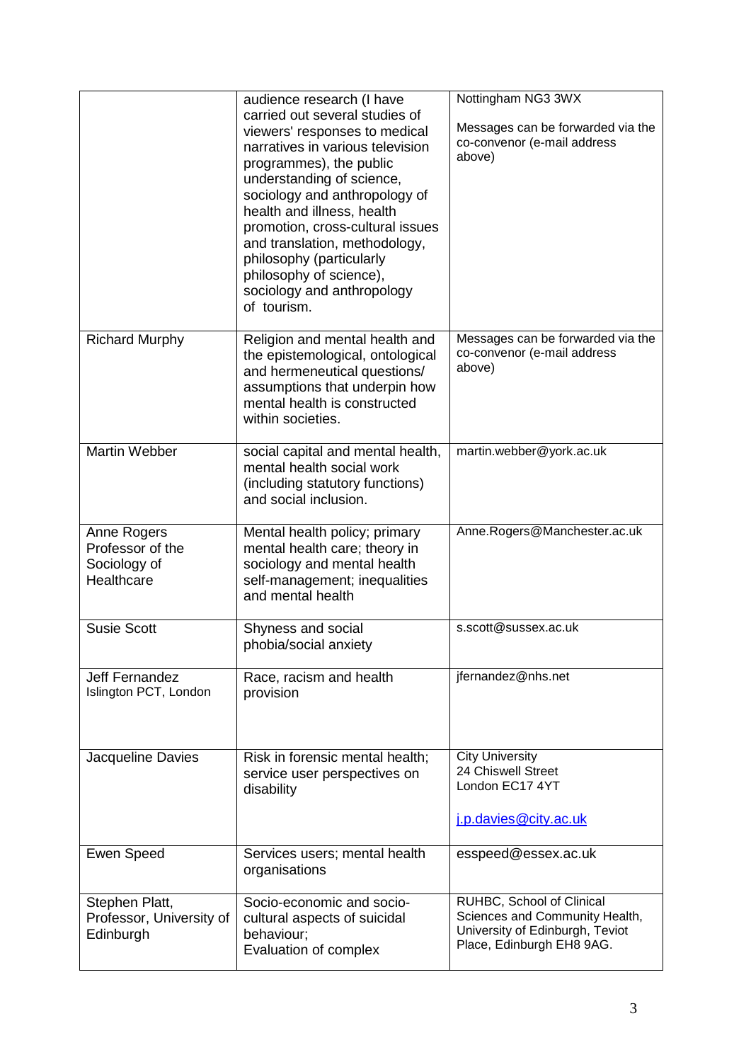| | | |
|---|---|---|
| | audience research (I have carried out several studies of viewers' responses to medical narratives in various television programmes), the public understanding of science, sociology and anthropology of health and illness, health promotion, cross-cultural issues and translation, methodology, philosophy (particularly philosophy of science), sociology and anthropology of tourism. | Nottingham NG3 3WX<br><br>Messages can be forwarded via the co-convenor (e-mail address above) |
| Richard Murphy | Religion and mental health and the epistemological, ontological and hermeneutical questions/ assumptions that underpin how mental health is constructed within societies. | Messages can be forwarded via the co-convenor (e-mail address above) |
| Martin Webber | social capital and mental health, mental health social work (including statutory functions) and social inclusion. | martin.webber@york.ac.uk |
| Anne Rogers Professor of the Sociology of Healthcare | Mental health policy; primary mental health care; theory in sociology and mental health self-management; inequalities and mental health | Anne.Rogers@Manchester.ac.uk |
| Susie Scott | Shyness and social phobia/social anxiety | s.scott@sussex.ac.uk |
| Jeff Fernandez<br>Islington PCT, London | Race, racism and health provision | jfernandez@nhs.net |
| Jacqueline Davies | Risk in forensic mental health; service user perspectives on disability | City University<br>24 Chiswell Street<br>London EC17 4YT<br><br>j.p.davies@city.ac.uk |
| Ewen Speed | Services users; mental health organisations | esspeed@essex.ac.uk |
| Stephen Platt, Professor, University of Edinburgh | Socio-economic and socio-cultural aspects of suicidal behaviour;<br>Evaluation of complex | RUHBC, School of Clinical Sciences and Community Health, University of Edinburgh, Teviot Place, Edinburgh EH8 9AG. |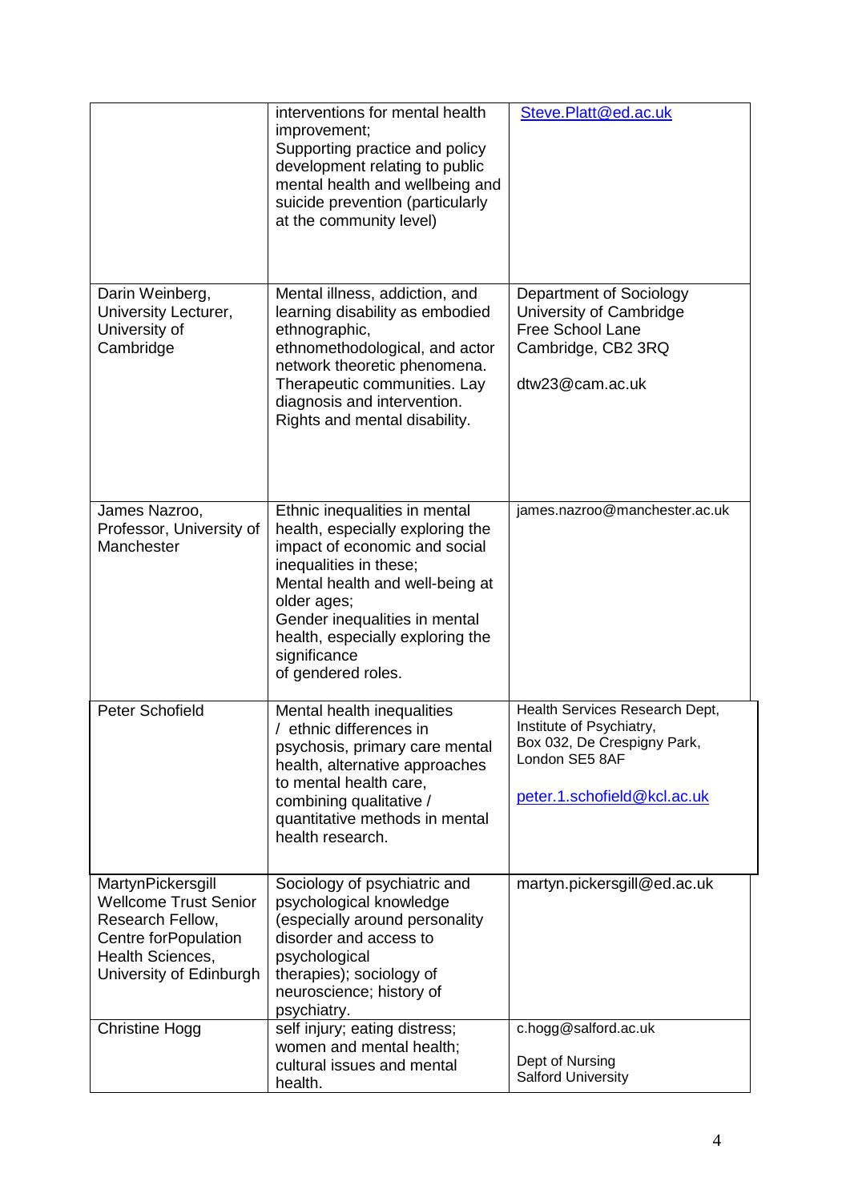| | | |
|---|---|---|
| | interventions for mental health improvement;<br>Supporting practice and policy development relating to public mental health and wellbeing and suicide prevention (particularly at the community level) | Steve.Platt@ed.ac.uk |
| Darin Weinberg, University Lecturer, University of Cambridge | Mental illness, addiction, and learning disability as embodied ethnographic, ethnomethodological, and actor network theoretic phenomena. Therapeutic communities. Lay diagnosis and intervention. Rights and mental disability. | Department of Sociology<br>University of Cambridge<br>Free School Lane<br>Cambridge, CB2 3RQ<br><br>dtw23@cam.ac.uk |
| James Nazroo, Professor, University of Manchester | Ethnic inequalities in mental health, especially exploring the impact of economic and social inequalities in these;<br>Mental health and well-being at older ages;<br>Gender inequalities in mental health, especially exploring the significance of gendered roles. | james.nazroo@manchester.ac.uk |
| Peter Schofield | Mental health inequalities / ethnic differences in psychosis, primary care mental health, alternative approaches to mental health care, combining qualitative / quantitative methods in mental health research. | Health Services Research Dept, Institute of Psychiatry,<br>Box 032, De Crespigny Park, London SE5 8AF<br><br>peter.1.schofield@kcl.ac.uk |
| MartynPickersgill<br>Wellcome Trust Senior Research Fellow, Centre forPopulation Health Sciences, University of Edinburgh | Sociology of psychiatric and psychological knowledge (especially around personality disorder and access to psychological therapies); sociology of neuroscience; history of psychiatry. | martyn.pickersgill@ed.ac.uk |
| Christine Hogg | self injury; eating distress; women and mental health; cultural issues and mental health. | c.hogg@salford.ac.uk<br><br>Dept of Nursing<br>Salford University |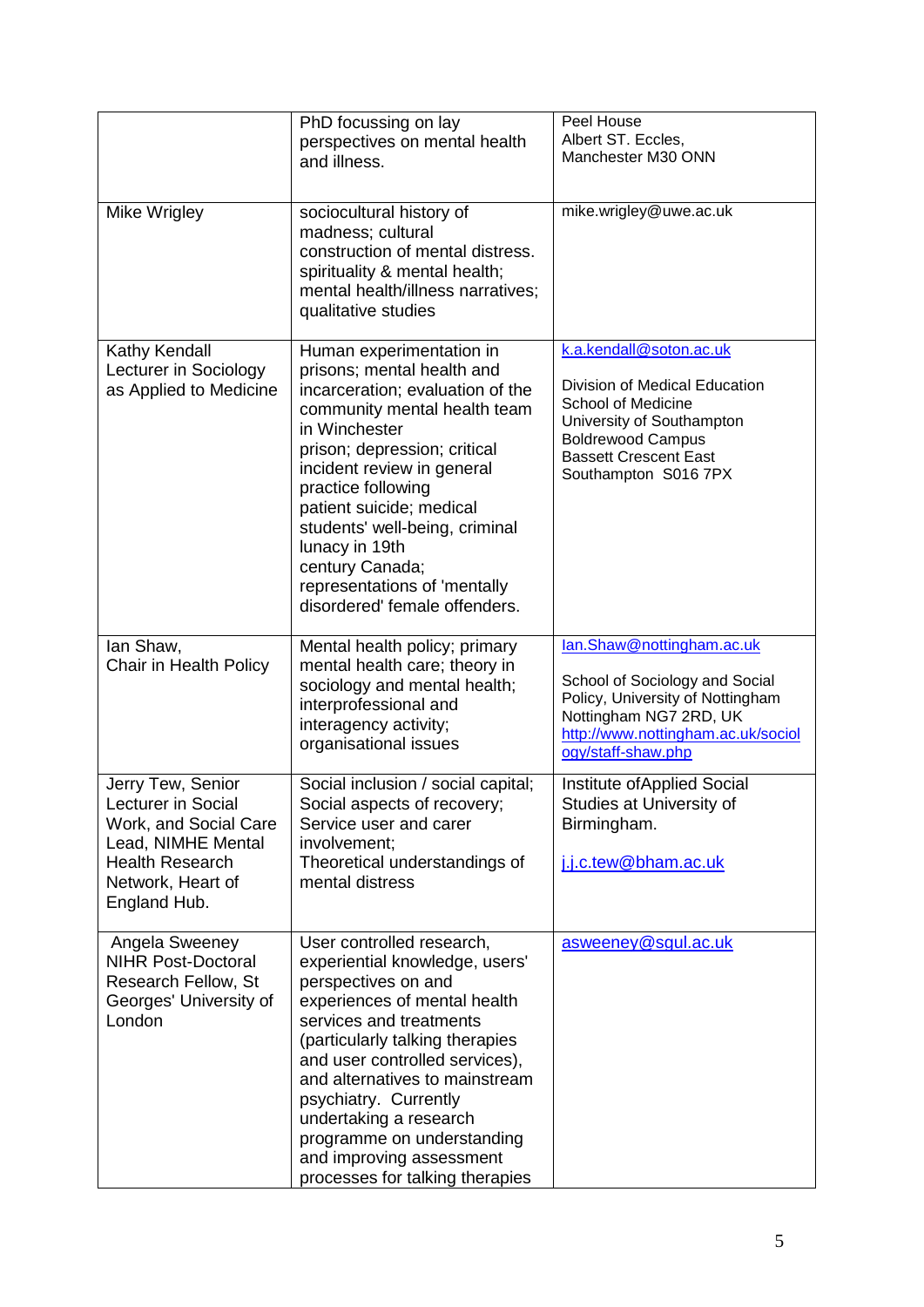| | | |
|---|---|---|
| | PhD focussing on lay perspectives on mental health and illness. | Peel House Albert ST. Eccles, Manchester M30 ONN |
| Mike Wrigley | sociocultural history of madness; cultural construction of mental distress. spirituality & mental health; mental health/illness narratives; qualitative studies | mike.wrigley@uwe.ac.uk |
| Kathy Kendall Lecturer in Sociology as Applied to Medicine | Human experimentation in prisons; mental health and incarceration; evaluation of the community mental health team in Winchester prison; depression; critical incident review in general practice following patient suicide; medical students' well-being, criminal lunacy in 19th century Canada; representations of 'mentally disordered' female offenders. | k.a.kendall@soton.ac.uk<br><br>Division of Medical Education School of Medicine University of Southampton Boldrewood Campus Bassett Crescent East Southampton S016 7PX |
| Ian Shaw, Chair in Health Policy | Mental health policy; primary mental health care; theory in sociology and mental health; interprofessional and interagency activity; organisational issues | Ian.Shaw@nottingham.ac.uk<br><br>School of Sociology and Social Policy, University of Nottingham Nottingham NG7 2RD, UK http://www.nottingham.ac.uk/sociology/staff-shaw.php |
| Jerry Tew, Senior Lecturer in Social Work, and Social Care Lead, NIMHE Mental Health Research Network, Heart of England Hub. | Social inclusion / social capital; Social aspects of recovery; Service user and carer involvement; Theoretical understandings of mental distress | Institute ofApplied Social Studies at University of Birmingham.<br><br>j.j.c.tew@bham.ac.uk |
| Angela Sweeney NIHR Post-Doctoral Research Fellow, St Georges' University of London | User controlled research, experiential knowledge, users' perspectives on and experiences of mental health services and treatments (particularly talking therapies and user controlled services), and alternatives to mainstream psychiatry. Currently undertaking a research programme on understanding and improving assessment processes for talking therapies | asweeney@sgul.ac.uk |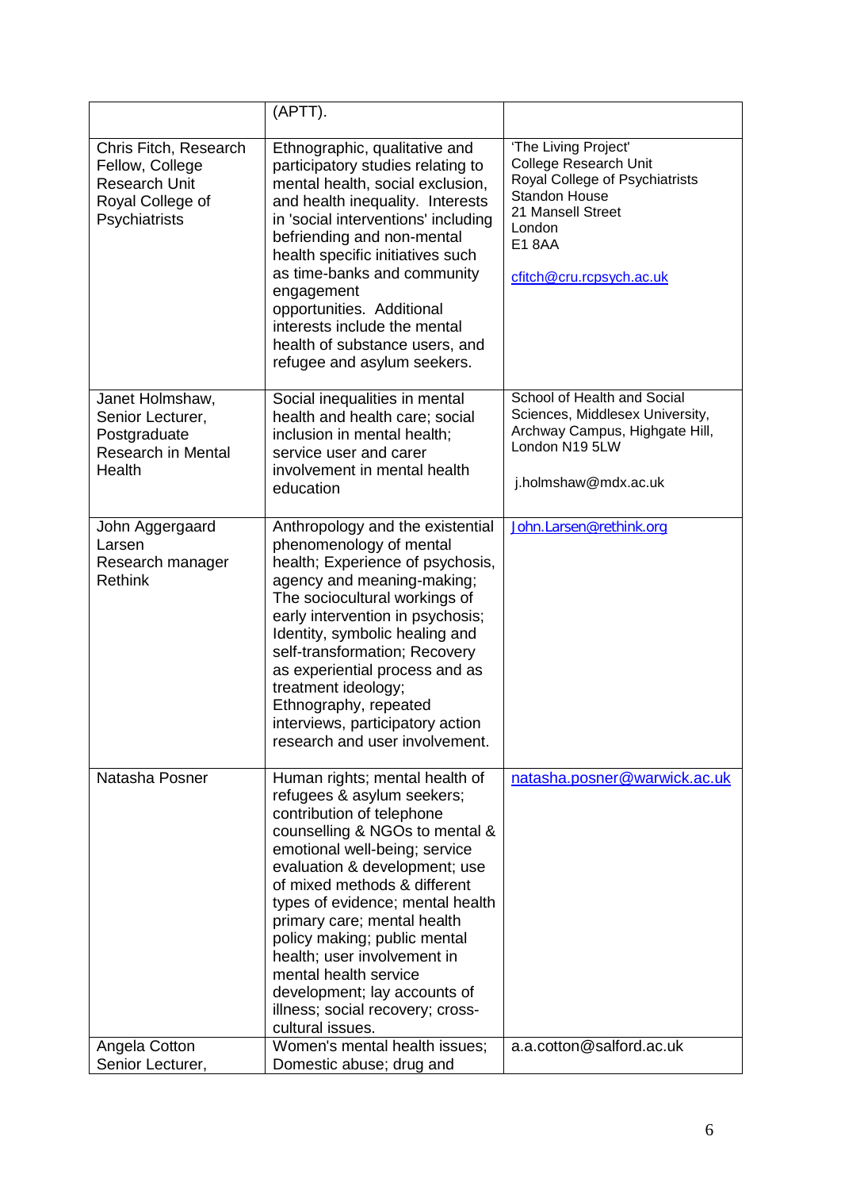| | | |
|---|---|---|
| | (APTT). | |
| Chris Fitch, Research Fellow, College Research Unit Royal College of Psychiatrists | Ethnographic, qualitative and participatory studies relating to mental health, social exclusion, and health inequality. Interests in 'social interventions' including befriending and non-mental health specific initiatives such as time-banks and community engagement opportunities. Additional interests include the mental health of substance users, and refugee and asylum seekers. | 'The Living Project' College Research Unit Royal College of Psychiatrists Standon House 21 Mansell Street London E1 8AA cfitch@cru.rcpsych.ac.uk |
| Janet Holmshaw, Senior Lecturer, Postgraduate Research in Mental Health | Social inequalities in mental health and health care; social inclusion in mental health; service user and carer involvement in mental health education | School of Health and Social Sciences, Middlesex University, Archway Campus, Highgate Hill, London N19 5LW j.holmshaw@mdx.ac.uk |
| John Aggergaard Larsen Research manager Rethink | Anthropology and the existential phenomenology of mental health; Experience of psychosis, agency and meaning-making; The sociocultural workings of early intervention in psychosis; Identity, symbolic healing and self-transformation; Recovery as experiential process and as treatment ideology; Ethnography, repeated interviews, participatory action research and user involvement. | John.Larsen@rethink.org |
| Natasha Posner | Human rights; mental health of refugees & asylum seekers; contribution of telephone counselling & NGOs to mental & emotional well-being; service evaluation & development; use of mixed methods & different types of evidence; mental health primary care; mental health policy making; public mental health; user involvement in mental health service development; lay accounts of illness; social recovery; cross-cultural issues. | natasha.posner@warwick.ac.uk |
| Angela Cotton Senior Lecturer, | Women's mental health issues; Domestic abuse; drug and | a.a.cotton@salford.ac.uk |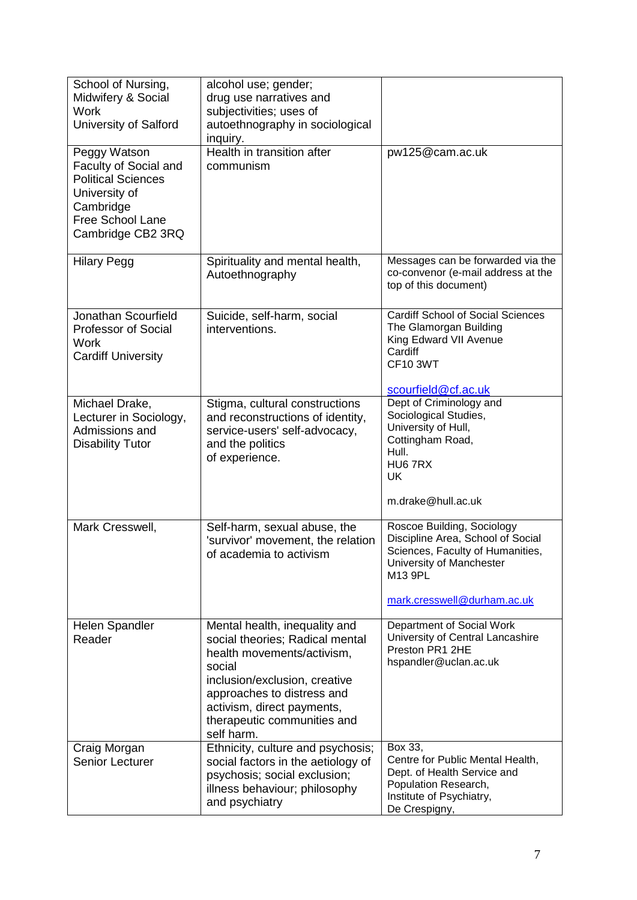| | | |
|---|---|---|
| School of Nursing, Midwifery & Social Work University of Salford | alcohol use; gender; drug use narratives and subjectivities; uses of autoethnography in sociological inquiry. | |
| Peggy Watson Faculty of Social and Political Sciences University of Cambridge Free School Lane Cambridge CB2 3RQ | Health in transition after communism | pw125@cam.ac.uk |
| Hilary Pegg | Spirituality and mental health, Autoethnography | Messages can be forwarded via the co-convenor (e-mail address at the top of this document) |
| Jonathan Scourfield Professor of Social Work Cardiff University | Suicide, self-harm, social interventions. | Cardiff School of Social Sciences The Glamorgan Building King Edward VII Avenue Cardiff CF10 3WT<br><br>scourfield@cf.ac.uk |
| Michael Drake, Lecturer in Sociology, Admissions and Disability Tutor | Stigma, cultural constructions and reconstructions of identity, service-users' self-advocacy, and the politics of experience. | Dept of Criminology and Sociological Studies, University of Hull, Cottingham Road, Hull. HU6 7RX UK<br><br>m.drake@hull.ac.uk |
| Mark Cresswell, | Self-harm, sexual abuse, the 'survivor' movement, the relation of academia to activism | Roscoe Building, Sociology Discipline Area, School of Social Sciences, Faculty of Humanities, University of Manchester M13 9PL<br><br>mark.cresswell@durham.ac.uk |
| Helen Spandler Reader | Mental health, inequality and social theories; Radical mental health movements/activism, social inclusion/exclusion, creative approaches to distress and activism, direct payments, therapeutic communities and self harm. | Department of Social Work University of Central Lancashire Preston PR1 2HE hspandler@uclan.ac.uk |
| Craig Morgan Senior Lecturer | Ethnicity, culture and psychosis; social factors in the aetiology of psychosis; social exclusion; illness behaviour; philosophy and psychiatry | Box 33, Centre for Public Mental Health, Dept. of Health Service and Population Research, Institute of Psychiatry, De Crespigny, |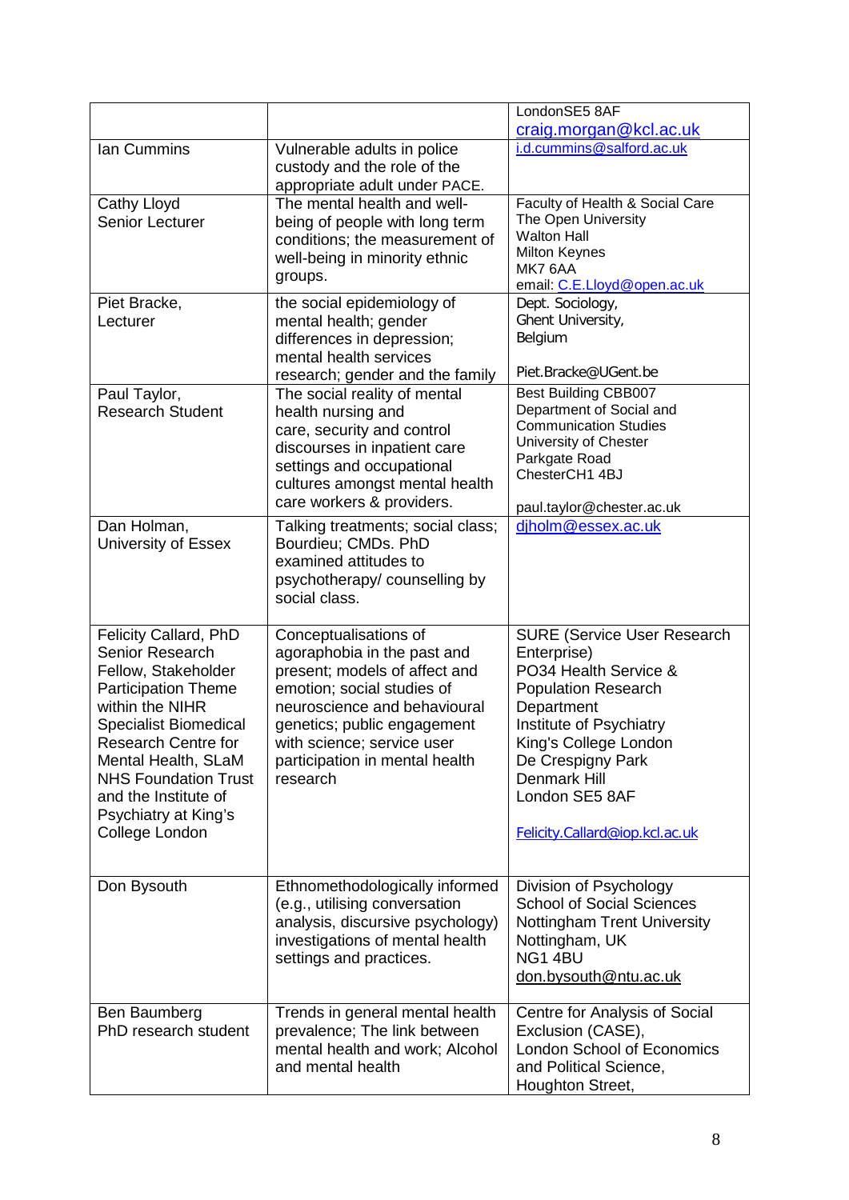| | | |
|---|---|---|
| | | LondonSE5 8AF<br>craig.morgan@kcl.ac.uk |
| Ian Cummins | Vulnerable adults in police custody and the role of the appropriate adult under PACE. | i.d.cummins@salford.ac.uk |
| Cathy Lloyd<br>Senior Lecturer | The mental health and well-being of people with long term conditions; the measurement of well-being in minority ethnic groups. | Faculty of Health & Social Care<br>The Open University<br>Walton Hall<br>Milton Keynes<br>MK7 6AA<br>email: C.E.Lloyd@open.ac.uk |
| Piet Bracke,<br>Lecturer | the social epidemiology of mental health; gender differences in depression; mental health services research; gender and the family | Dept. Sociology,<br>Ghent University,<br>Belgium<br><br>Piet.Bracke@UGent.be |
| Paul Taylor,<br>Research Student | The social reality of mental health nursing and care, security and control discourses in inpatient care settings and occupational cultures amongst mental health care workers & providers. | Best Building CBB007<br>Department of Social and Communication Studies<br>University of Chester<br>Parkgate Road<br>ChesterCH1 4BJ<br><br>paul.taylor@chester.ac.uk |
| Dan Holman,<br>University of Essex | Talking treatments; social class; Bourdieu; CMDs. PhD examined attitudes to psychotherapy/ counselling by social class. | djholm@essex.ac.uk |
| Felicity Callard, PhD<br>Senior Research Fellow, Stakeholder Participation Theme within the NIHR Specialist Biomedical Research Centre for Mental Health, SLaM NHS Foundation Trust and the Institute of Psychiatry at King's College London | Conceptualisations of agoraphobia in the past and present; models of affect and emotion; social studies of neuroscience and behavioural genetics; public engagement with science; service user participation in mental health research | SURE (Service User Research Enterprise)<br>PO34 Health Service & Population Research Department<br>Institute of Psychiatry<br>King's College London<br>De Crespigny Park<br>Denmark Hill<br>London SE5 8AF<br><br>Felicity.Callard@iop.kcl.ac.uk |
| Don Bysouth | Ethnomethodologically informed (e.g., utilising conversation analysis, discursive psychology) investigations of mental health settings and practices. | Division of Psychology<br>School of Social Sciences<br>Nottingham Trent University<br>Nottingham, UK<br>NG1 4BU<br>don.bysouth@ntu.ac.uk |
| Ben Baumberg<br>PhD research student | Trends in general mental health prevalence; The link between mental health and work; Alcohol and mental health | Centre for Analysis of Social Exclusion (CASE),<br>London School of Economics and Political Science,<br>Houghton Street, |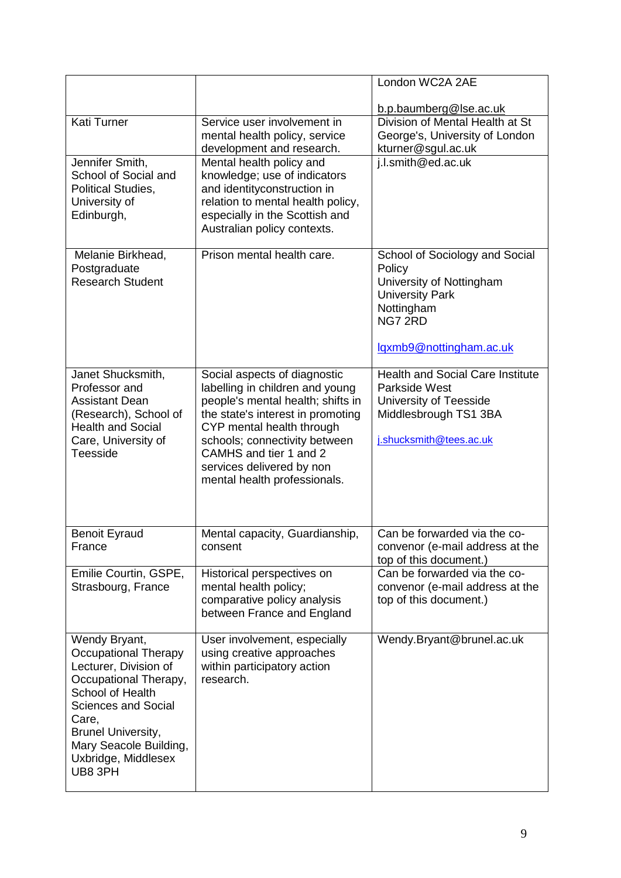| | | |
|---|---|---|
| | | London WC2A 2AE<br><br>b.p.baumberg@lse.ac.uk |
| Kati Turner | Service user involvement in mental health policy, service development and research. | Division of Mental Health at St George's, University of London kturner@sgul.ac.uk |
| Jennifer Smith, School of Social and Political Studies, University of Edinburgh, | Mental health policy and knowledge; use of indicators and identityconstruction in relation to mental health policy, especially in the Scottish and Australian policy contexts. | j.l.smith@ed.ac.uk |
| Melanie Birkhead, Postgraduate Research Student | Prison mental health care. | School of Sociology and Social Policy<br>University of Nottingham<br>University Park<br>Nottingham<br>NG7 2RD<br><br>lqxmb9@nottingham.ac.uk |
| Janet Shucksmith, Professor and Assistant Dean (Research), School of Health and Social Care, University of Teesside | Social aspects of diagnostic labelling in children and young people's mental health; shifts in the state's interest in promoting CYP mental health through schools; connectivity between CAMHS and tier 1 and 2 services delivered by non mental health professionals. | Health and Social Care Institute<br>Parkside West<br>University of Teesside<br>Middlesbrough TS1 3BA<br><br>j.shucksmith@tees.ac.uk |
| Benoit Eyraud<br>France | Mental capacity, Guardianship, consent | Can be forwarded via the co-convenor (e-mail address at the top of this document.) |
| Emilie Courtin, GSPE, Strasbourg, France | Historical perspectives on mental health policy; comparative policy analysis between France and England | Can be forwarded via the co-convenor (e-mail address at the top of this document.) |
| Wendy Bryant, Occupational Therapy Lecturer, Division of Occupational Therapy, School of Health Sciences and Social Care,<br>Brunel University,<br>Mary Seacole Building,<br>Uxbridge, Middlesex<br>UB8 3PH | User involvement, especially using creative approaches within participatory action research. | Wendy.Bryant@brunel.ac.uk |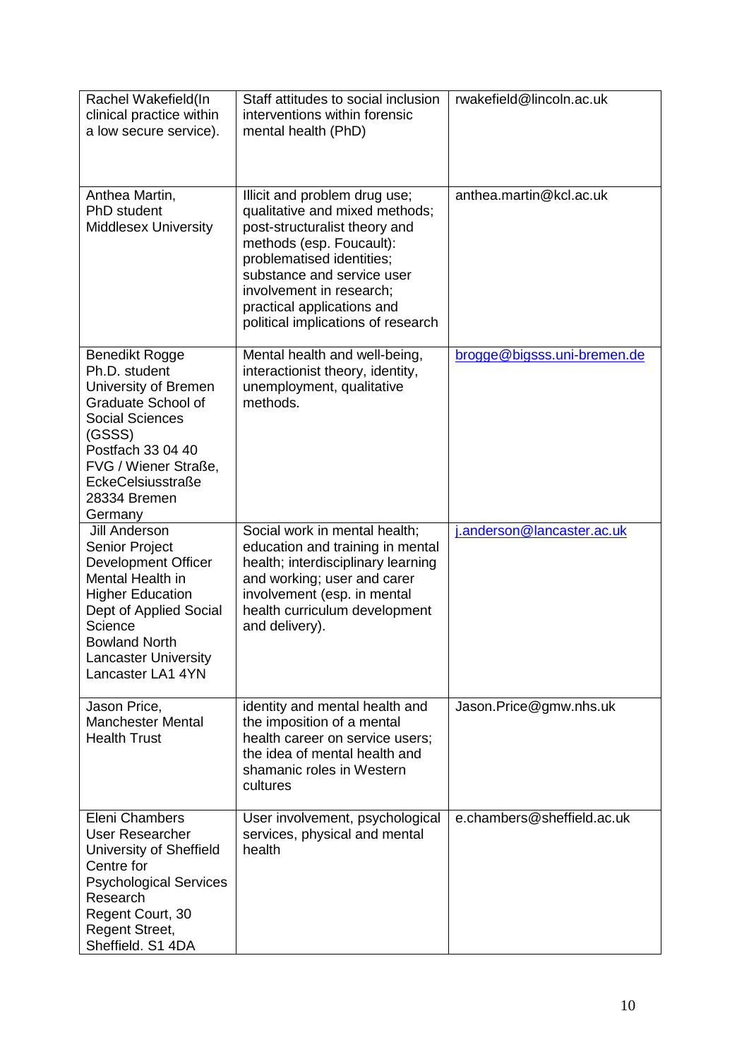| | | |
|---|---|---|
| Rachel Wakefield(In clinical practice within a low secure service). | Staff attitudes to social inclusion interventions within forensic mental health (PhD) | rwakefield@lincoln.ac.uk |
| Anthea Martin, PhD student Middlesex University | Illicit and problem drug use; qualitative and mixed methods; post-structuralist theory and methods (esp. Foucault): problematised identities; substance and service user involvement in research; practical applications and political implications of research | anthea.martin@kcl.ac.uk |
| Benedikt Rogge Ph.D. student University of Bremen Graduate School of Social Sciences (GSSS) Postfach 33 04 40 FVG / Wiener Straße, EckeCelsiusstraße 28334 Bremen Germany | Mental health and well-being, interactionist theory, identity, unemployment, qualitative methods. | brogge@bigsss.uni-bremen.de |
| Jill Anderson Senior Project Development Officer Mental Health in Higher Education Dept of Applied Social Science Bowland North Lancaster University Lancaster LA1 4YN | Social work in mental health; education and training in mental health; interdisciplinary learning and working; user and carer involvement (esp. in mental health curriculum development and delivery). | j.anderson@lancaster.ac.uk |
| Jason Price, Manchester Mental Health Trust | identity and mental health and the imposition of a mental health career on service users; the idea of mental health and shamanic roles in Western cultures | Jason.Price@gmw.nhs.uk |
| Eleni Chambers User Researcher University of Sheffield Centre for Psychological Services Research Regent Court, 30 Regent Street, Sheffield. S1 4DA | User involvement, psychological services, physical and mental health | e.chambers@sheffield.ac.uk |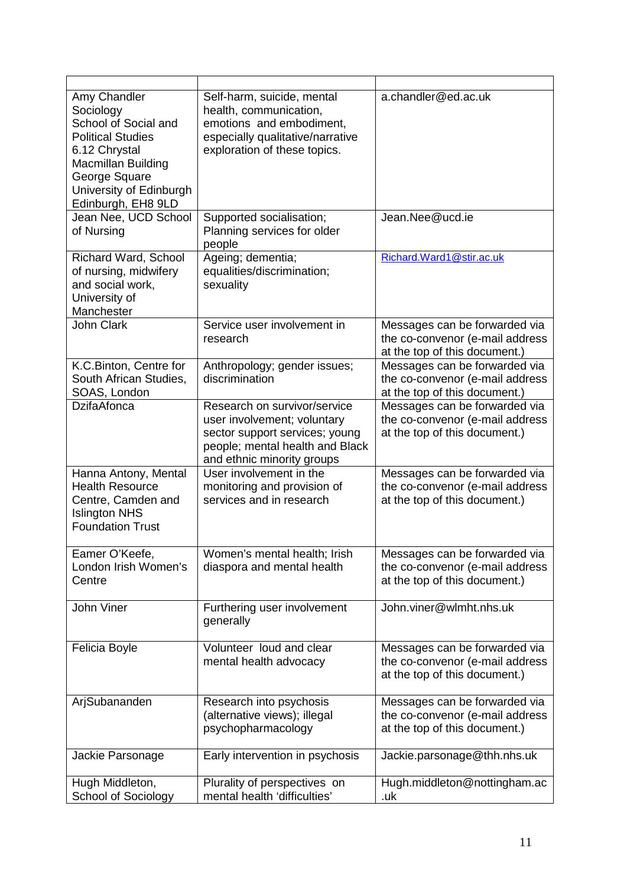| | | |
|---|---|---|
| Amy Chandler Sociology School of Social and Political Studies 6.12 Chrystal Macmillan Building George Square University of Edinburgh Edinburgh, EH8 9LD | Self-harm, suicide, mental health, communication, emotions and embodiment, especially qualitative/narrative exploration of these topics. | a.chandler@ed.ac.uk |
| Jean Nee, UCD School of Nursing | Supported socialisation; Planning services for older people | Jean.Nee@ucd.ie |
| Richard Ward, School of nursing, midwifery and social work, University of Manchester | Ageing; dementia; equalities/discrimination; sexuality | Richard.Ward1@stir.ac.uk |
| John Clark | Service user involvement in research | Messages can be forwarded via the co-convenor (e-mail address at the top of this document.) |
| K.C.Binton, Centre for South African Studies, SOAS, London | Anthropology; gender issues; discrimination | Messages can be forwarded via the co-convenor (e-mail address at the top of this document.) |
| DzifaAfonca | Research on survivor/service user involvement; voluntary sector support services; young people; mental health and Black and ethnic minority groups | Messages can be forwarded via the co-convenor (e-mail address at the top of this document.) |
| Hanna Antony, Mental Health Resource Centre, Camden and Islington NHS Foundation Trust | User involvement in the monitoring and provision of services and in research | Messages can be forwarded via the co-convenor (e-mail address at the top of this document.) |
| Eamer O'Keefe, London Irish Women's Centre | Women's mental health; Irish diaspora and mental health | Messages can be forwarded via the co-convenor (e-mail address at the top of this document.) |
| John Viner | Furthering user involvement generally | John.viner@wlmht.nhs.uk |
| Felicia Boyle | Volunteer loud and clear mental health advocacy | Messages can be forwarded via the co-convenor (e-mail address at the top of this document.) |
| ArjSubananden | Research into psychosis (alternative views); illegal psychopharmacology | Messages can be forwarded via the co-convenor (e-mail address at the top of this document.) |
| Jackie Parsonage | Early intervention in psychosis | Jackie.parsonage@thh.nhs.uk |
| Hugh Middleton, School of Sociology | Plurality of perspectives on mental health 'difficulties' | Hugh.middleton@nottingham.ac.uk |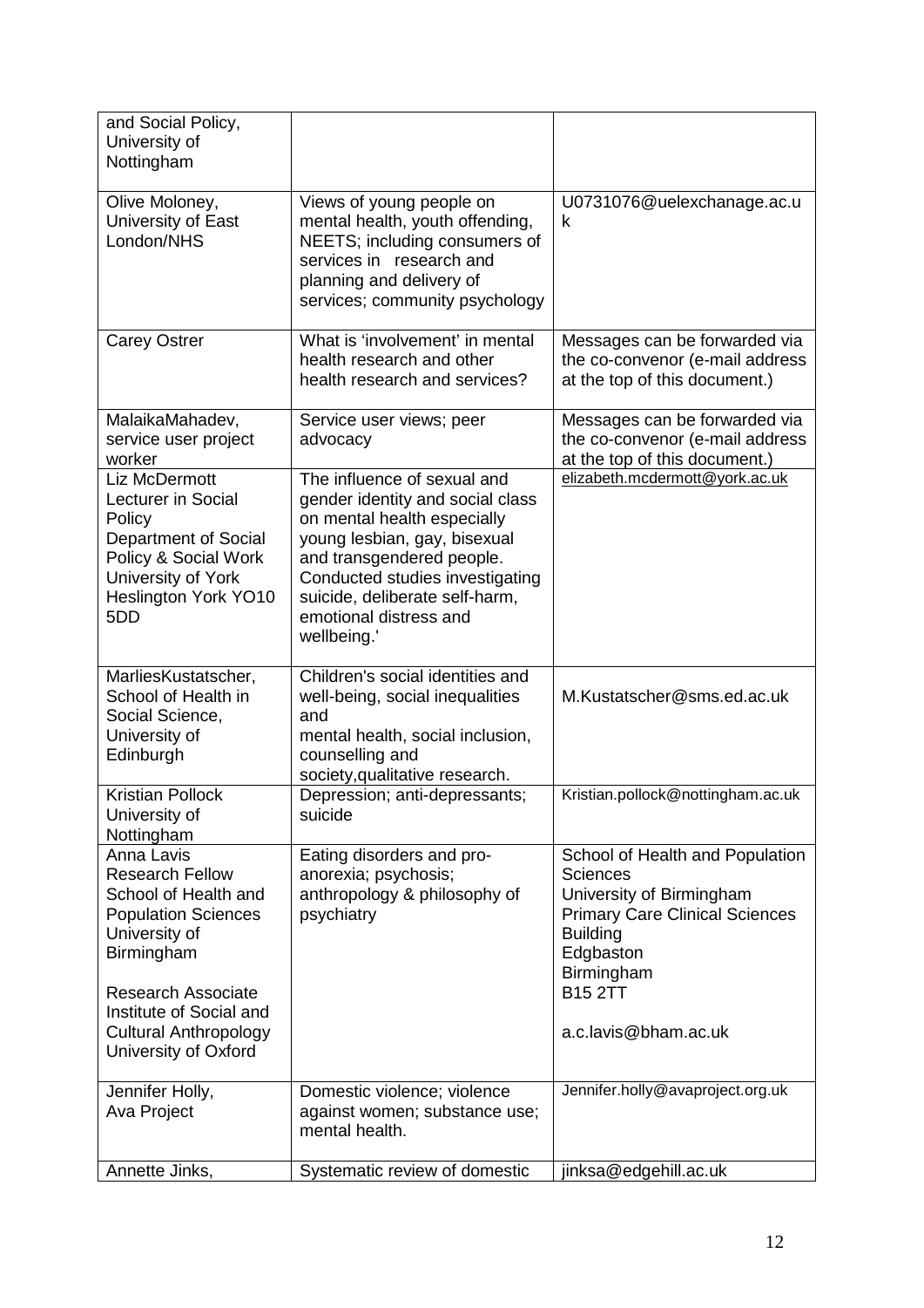| | | |
|---|---|---|
| and Social Policy, University of Nottingham | | |
| Olive Moloney, University of East London/NHS | Views of young people on mental health, youth offending, NEETS; including consumers of services in research and planning and delivery of services; community psychology | U0731076@uelexchanage.ac.uk |
| Carey Ostrer | What is 'involvement' in mental health research and other health research and services? | Messages can be forwarded via the co-convenor (e-mail address at the top of this document.) |
| MalaikaMahadev, service user project worker | Service user views; peer advocacy | Messages can be forwarded via the co-convenor (e-mail address at the top of this document.) |
| Liz McDermott Lecturer in Social Policy Department of Social Policy & Social Work University of York Heslington York YO10 5DD | The influence of sexual and gender identity and social class on mental health especially young lesbian, gay, bisexual and transgendered people. Conducted studies investigating suicide, deliberate self-harm, emotional distress and wellbeing.' | elizabeth.mcdermott@york.ac.uk |
| MarliesKustatscher, School of Health in Social Science, University of Edinburgh | Children's social identities and well-being, social inequalities and mental health, social inclusion, counselling and society,qualitative research. | M.Kustatscher@sms.ed.ac.uk |
| Kristian Pollock University of Nottingham | Depression; anti-depressants; suicide | Kristian.pollock@nottingham.ac.uk |
| Anna Lavis Research Fellow School of Health and Population Sciences University of Birmingham<br><br>Research Associate Institute of Social and Cultural Anthropology University of Oxford | Eating disorders and pro-anorexia; psychosis; anthropology & philosophy of psychiatry | School of Health and Population Sciences University of Birmingham Primary Care Clinical Sciences Building Edgbaston Birmingham B15 2TT<br><br>a.c.lavis@bham.ac.uk |
| Jennifer Holly, Ava Project | Domestic violence; violence against women; substance use; mental health. | Jennifer.holly@avaproject.org.uk |
| Annette Jinks, | Systematic review of domestic | jinksa@edgehill.ac.uk |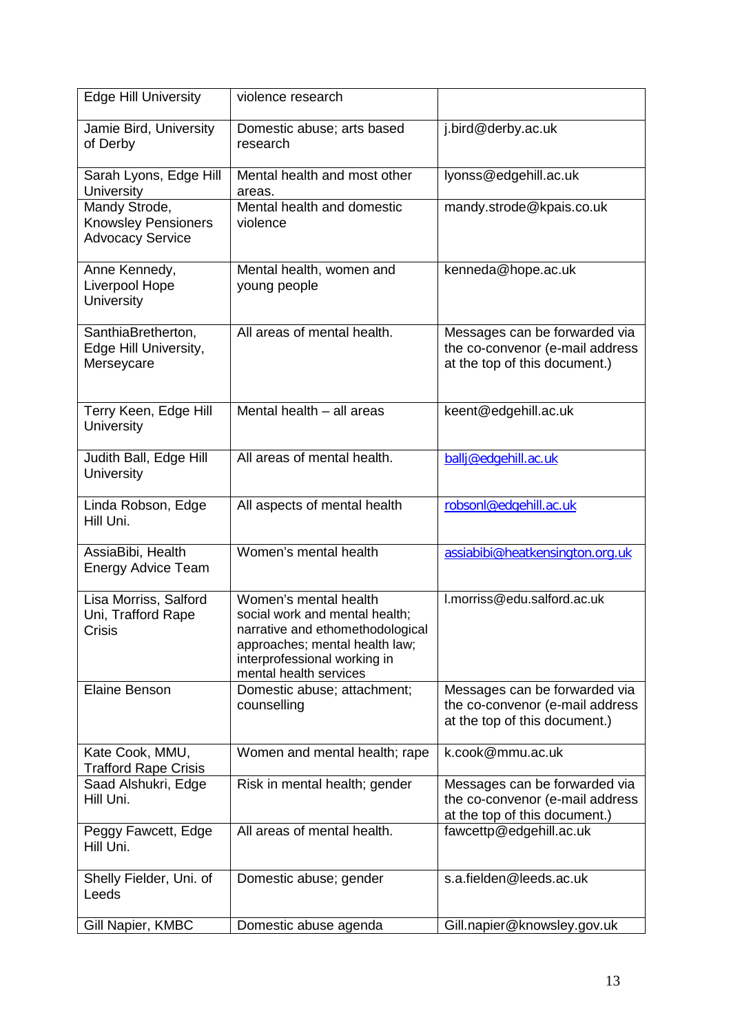| | | |
|---|---|---|
| Edge Hill University | violence research | |
| Jamie Bird, University of Derby | Domestic abuse; arts based research | j.bird@derby.ac.uk |
| Sarah Lyons, Edge Hill University | Mental health and most other areas. | lyonss@edgehill.ac.uk |
| Mandy Strode, Knowsley Pensioners Advocacy Service | Mental health and domestic violence | mandy.strode@kpais.co.uk |
| Anne Kennedy, Liverpool Hope University | Mental health, women and young people | kenneda@hope.ac.uk |
| SanthiaBretherton, Edge Hill University, Merseycare | All areas of mental health. | Messages can be forwarded via the co-convenor (e-mail address at the top of this document.) |
| Terry Keen, Edge Hill University | Mental health – all areas | keent@edgehill.ac.uk |
| Judith Ball, Edge Hill University | All areas of mental health. | ballj@edgehill.ac.uk |
| Linda Robson, Edge Hill Uni. | All aspects of mental health | robsonl@edgehill.ac.uk |
| AssiaBibi, Health Energy Advice Team | Women's mental health | assiabibi@heatkensington.org.uk |
| Lisa Morriss, Salford Uni, Trafford Rape Crisis | Women's mental health social work and mental health; narrative and ethomethodological approaches; mental health law; interprofessional working in mental health services | l.morriss@edu.salford.ac.uk |
| Elaine Benson | Domestic abuse; attachment; counselling | Messages can be forwarded via the co-convenor (e-mail address at the top of this document.) |
| Kate Cook, MMU, Trafford Rape Crisis | Women and mental health; rape | k.cook@mmu.ac.uk |
| Saad Alshukri, Edge Hill Uni. | Risk in mental health; gender | Messages can be forwarded via the co-convenor (e-mail address at the top of this document.) |
| Peggy Fawcett, Edge Hill Uni. | All areas of mental health. | fawcettp@edgehill.ac.uk |
| Shelly Fielder, Uni. of Leeds | Domestic abuse; gender | s.a.fielden@leeds.ac.uk |
| Gill Napier, KMBC | Domestic abuse agenda | Gill.napier@knowsley.gov.uk |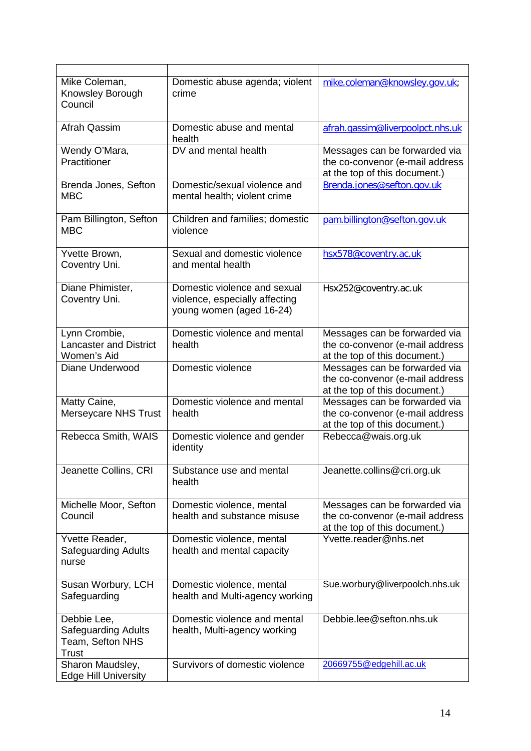| | | |
|---|---|---|
| Mike Coleman, Knowsley Borough Council | Domestic abuse agenda; violent crime | mike.coleman@knowsley.gov.uk; |
| Afrah Qassim | Domestic abuse and mental health | afrah.qassim@liverpoolpct.nhs.uk |
| Wendy O'Mara, Practitioner | DV and mental health | Messages can be forwarded via the co-convenor (e-mail address at the top of this document.) |
| Brenda Jones, Sefton MBC | Domestic/sexual violence and mental health; violent crime | Brenda.jones@sefton.gov.uk |
| Pam Billington, Sefton MBC | Children and families; domestic violence | pam.billington@sefton.gov.uk |
| Yvette Brown, Coventry Uni. | Sexual and domestic violence and mental health | hsx578@coventry.ac.uk |
| Diane Phimister, Coventry Uni. | Domestic violence and sexual violence, especially affecting young women (aged 16-24) | Hsx252@coventry.ac.uk |
| Lynn Crombie, Lancaster and District Women's Aid | Domestic violence and mental health | Messages can be forwarded via the co-convenor (e-mail address at the top of this document.) |
| Diane Underwood | Domestic violence | Messages can be forwarded via the co-convenor (e-mail address at the top of this document.) |
| Matty Caine, Merseycare NHS Trust | Domestic violence and mental health | Messages can be forwarded via the co-convenor (e-mail address at the top of this document.) |
| Rebecca Smith, WAIS | Domestic violence and gender identity | Rebecca@wais.org.uk |
| Jeanette Collins, CRI | Substance use and mental health | Jeanette.collins@cri.org.uk |
| Michelle Moor, Sefton Council | Domestic violence, mental health and substance misuse | Messages can be forwarded via the co-convenor (e-mail address at the top of this document.) |
| Yvette Reader, Safeguarding Adults nurse | Domestic violence, mental health and mental capacity | Yvette.reader@nhs.net |
| Susan Worbury, LCH Safeguarding | Domestic violence, mental health and Multi-agency working | Sue.worbury@liverpoolch.nhs.uk |
| Debbie Lee, Safeguarding Adults Team, Sefton NHS Trust | Domestic violence and mental health, Multi-agency working | Debbie.lee@sefton.nhs.uk |
| Sharon Maudsley, Edge Hill University | Survivors of domestic violence | 20669755@edgehill.ac.uk |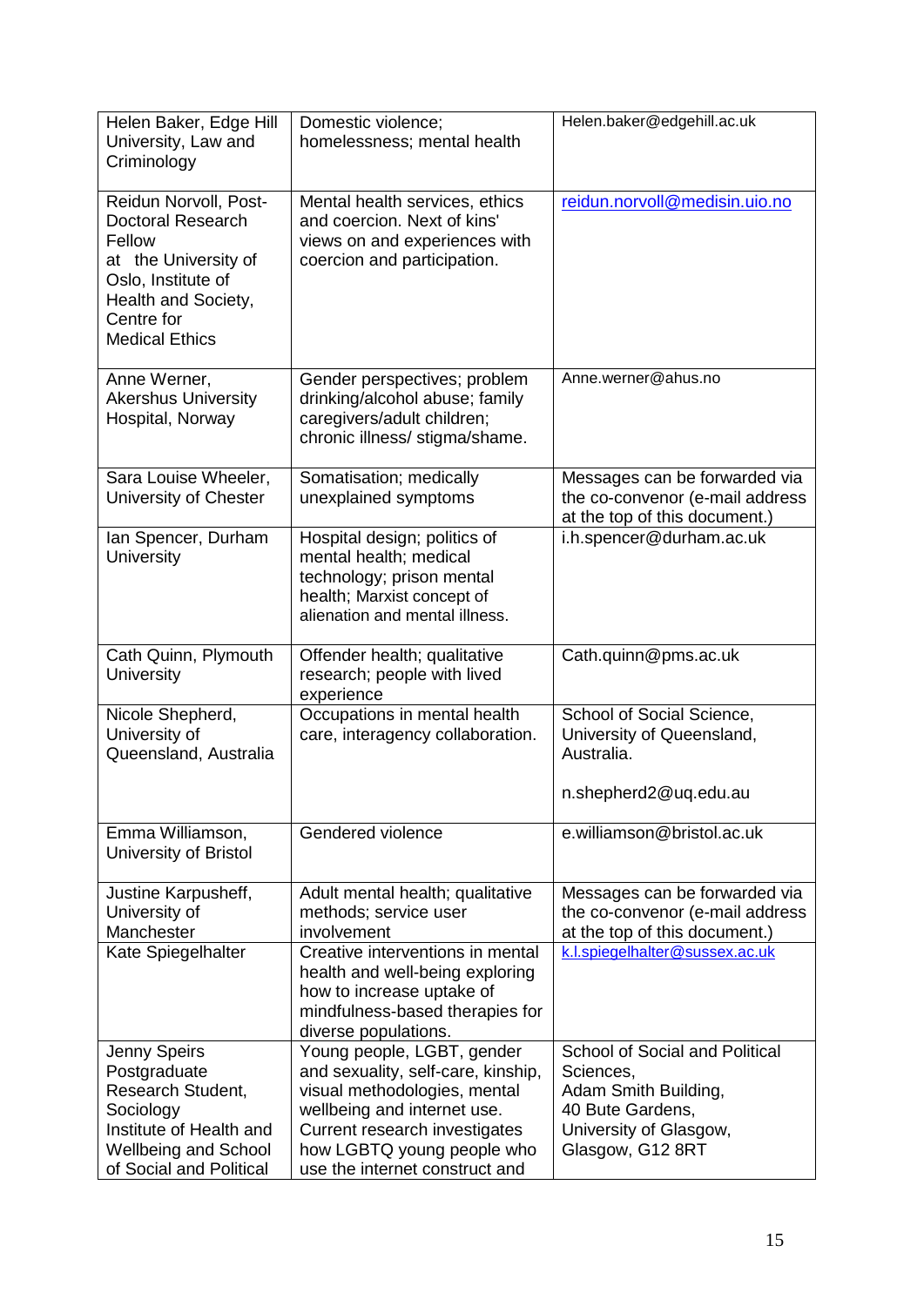| | | |
|---|---|---|
| Helen Baker, Edge Hill University, Law and Criminology | Domestic violence; homelessness; mental health | Helen.baker@edgehill.ac.uk |
| Reidun Norvoll, Post-Doctoral Research Fellow at the University of Oslo, Institute of Health and Society, Centre for Medical Ethics | Mental health services, ethics and coercion. Next of kins' views on and experiences with coercion and participation. | reidun.norvoll@medisin.uio.no |
| Anne Werner, Akershus University Hospital, Norway | Gender perspectives; problem drinking/alcohol abuse; family caregivers/adult children; chronic illness/ stigma/shame. | Anne.werner@ahus.no |
| Sara Louise Wheeler, University of Chester | Somatisation; medically unexplained symptoms | Messages can be forwarded via the co-convenor (e-mail address at the top of this document.) |
| Ian Spencer, Durham University | Hospital design; politics of mental health; medical technology; prison mental health; Marxist concept of alienation and mental illness. | i.h.spencer@durham.ac.uk |
| Cath Quinn, Plymouth University | Offender health; qualitative research; people with lived experience | Cath.quinn@pms.ac.uk |
| Nicole Shepherd, University of Queensland, Australia | Occupations in mental health care, interagency collaboration. | School of Social Science, University of Queensland, Australia.<br><br>n.shepherd2@uq.edu.au |
| Emma Williamson, University of Bristol | Gendered violence | e.williamson@bristol.ac.uk |
| Justine Karpusheff, University of Manchester | Adult mental health; qualitative methods; service user involvement | Messages can be forwarded via the co-convenor (e-mail address at the top of this document.) |
| Kate Spiegelhalter | Creative interventions in mental health and well-being exploring how to increase uptake of mindfulness-based therapies for diverse populations. | k.l.spiegelhalter@sussex.ac.uk |
| Jenny Speirs Postgraduate Research Student, Sociology Institute of Health and Wellbeing and School of Social and Political | Young people, LGBT, gender and sexuality, self-care, kinship, visual methodologies, mental wellbeing and internet use. Current research investigates how LGBTQ young people who use the internet construct and | School of Social and Political Sciences, Adam Smith Building, 40 Bute Gardens, University of Glasgow, Glasgow, G12 8RT |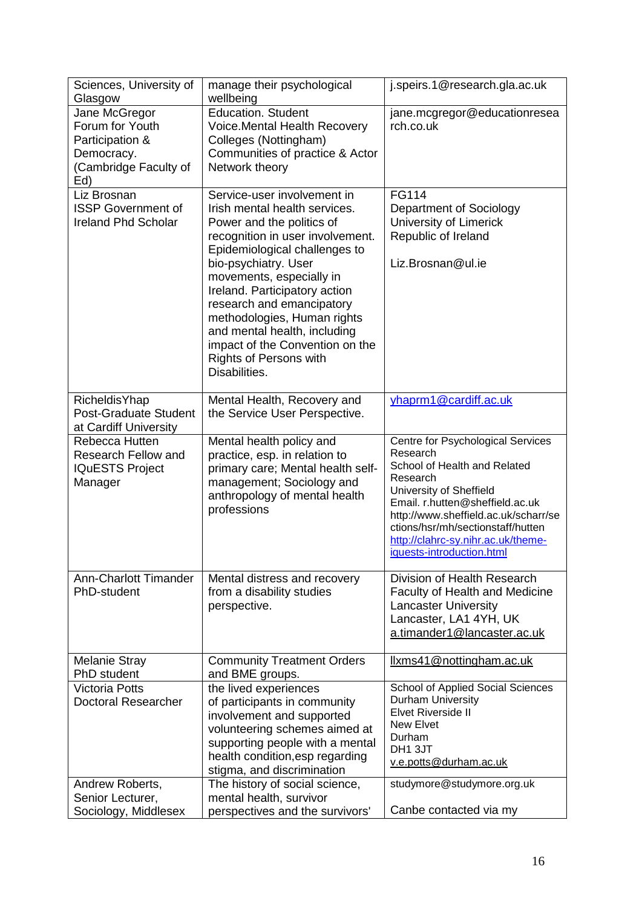| | | |
|---|---|---|
| Sciences, University of Glasgow | manage their psychological wellbeing | j.speirs.1@research.gla.ac.uk |
| Jane McGregor Forum for Youth Participation & Democracy. (Cambridge Faculty of Ed) | Education. Student Voice.Mental Health Recovery Colleges (Nottingham) Communities of practice & Actor Network theory | jane.mcgregor@educationresearch.co.uk |
| Liz Brosnan ISSP Government of Ireland Phd Scholar | Service-user involvement in Irish mental health services. Power and the politics of recognition in user involvement. Epidemiological challenges to bio-psychiatry. User movements, especially in Ireland. Participatory action research and emancipatory methodologies, Human rights and mental health, including impact of the Convention on the Rights of Persons with Disabilities. | FG114<br>Department of Sociology<br>University of Limerick<br>Republic of Ireland<br><br>Liz.Brosnan@ul.ie |
| RicheldisYhap Post-Graduate Student at Cardiff University | Mental Health, Recovery and the Service User Perspective. | yhaprm1@cardiff.ac.uk |
| Rebecca Hutten Research Fellow and IQuESTS Project Manager | Mental health policy and practice, esp. in relation to primary care; Mental health self-management; Sociology and anthropology of mental health professions | Centre for Psychological Services Research<br>School of Health and Related Research<br>University of Sheffield<br>Email. r.hutten@sheffield.ac.uk<br>http://www.sheffield.ac.uk/scharr/sections/hsr/mh/sectionstaff/hutten<br>http://clahrc-sy.nihr.ac.uk/theme-iquests-introduction.html |
| Ann-Charlott Timander PhD-student | Mental distress and recovery from a disability studies perspective. | Division of Health Research<br>Faculty of Health and Medicine<br>Lancaster University<br>Lancaster, LA1 4YH, UK<br>a.timander1@lancaster.ac.uk |
| Melanie Stray PhD student | Community Treatment Orders and BME groups. | llxms41@nottingham.ac.uk |
| Victoria Potts Doctoral Researcher | the lived experiences of participants in community involvement and supported volunteering schemes aimed at supporting people with a mental health condition,esp regarding stigma, and discrimination | School of Applied Social Sciences<br>Durham University<br>Elvet Riverside II<br>New Elvet<br>Durham<br>DH1 3JT<br>v.e.potts@durham.ac.uk |
| Andrew Roberts, Senior Lecturer, Sociology, Middlesex | The history of social science, mental health, survivor perspectives and the survivors' | studymore@studymore.org.uk<br><br>Canbe contacted via my |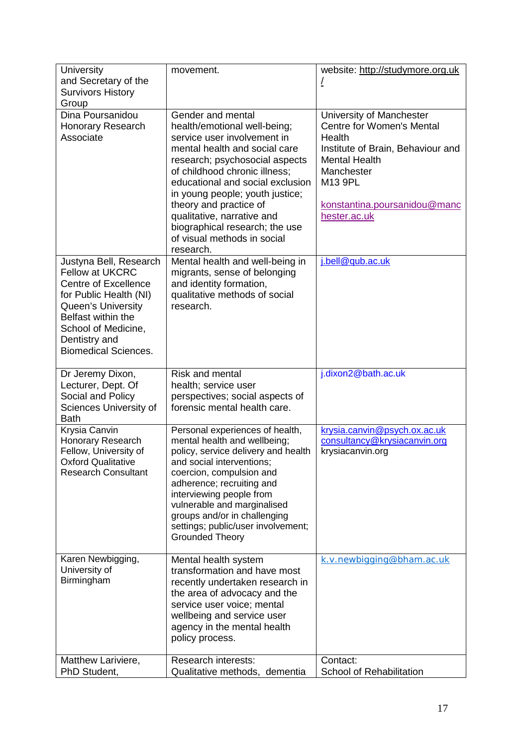| | | |
|---|---|---|
| University and Secretary of the Survivors History Group | movement. | website: http://studymore.org.uk/ |
| Dina Poursanidou Honorary Research Associate | Gender and mental health/emotional well-being; service user involvement in mental health and social care research; psychosocial aspects of childhood chronic illness; educational and social exclusion in young people; youth justice; theory and practice of qualitative, narrative and biographical research; the use of visual methods in social research. | University of Manchester Centre for Women's Mental Health Institute of Brain, Behaviour and Mental Health Manchester M13 9PL konstantina.poursanidou@manchester.ac.uk |
| Justyna Bell, Research Fellow at UKCRC Centre of Excellence for Public Health (NI) Queen's University Belfast within the School of Medicine, Dentistry and Biomedical Sciences. | Mental health and well-being in migrants, sense of belonging and identity formation, qualitative methods of social research. | j.bell@qub.ac.uk |
| Dr Jeremy Dixon, Lecturer, Dept. Of Social and Policy Sciences University of Bath | Risk and mental health; service user perspectives; social aspects of forensic mental health care. | j.dixon2@bath.ac.uk |
| Krysia Canvin Honorary Research Fellow, University of Oxford Qualitative Research Consultant | Personal experiences of health, mental health and wellbeing; policy, service delivery and health and social interventions; coercion, compulsion and adherence; recruiting and interviewing people from vulnerable and marginalised groups and/or in challenging settings; public/user involvement; Grounded Theory | krysia.canvin@psych.ox.ac.uk consultancy@krysiacanvin.org krysiacanvin.org |
| Karen Newbigging, University of Birmingham | Mental health system transformation and have most recently undertaken research in the area of advocacy and the service user voice; mental wellbeing and service user agency in the mental health policy process. | k.v.newbigging@bham.ac.uk |
| Matthew Lariviere, PhD Student, | Research interests: Qualitative methods, dementia | Contact: School of Rehabilitation |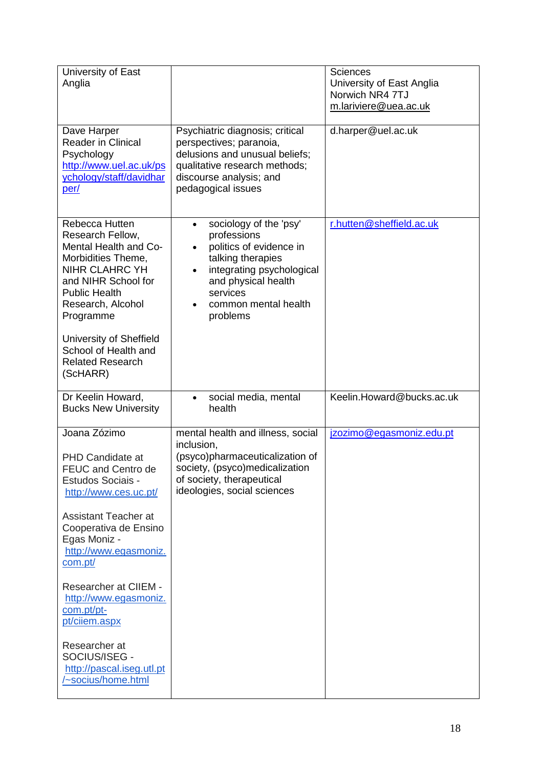| | | |
|---|---|---|
| University of East Anglia | | Sciences<br>University of East Anglia<br>Norwich NR4 7TJ<br>m.lariviere@uea.ac.uk |
| Dave Harper<br>Reader in Clinical Psychology<br>http://www.uel.ac.uk/psychology/staff/davidharper/ | Psychiatric diagnosis; critical perspectives; paranoia, delusions and unusual beliefs; qualitative research methods; discourse analysis; and pedagogical issues | d.harper@uel.ac.uk |
| Rebecca Hutten<br>Research Fellow, Mental Health and Co-Morbidities Theme, NIHR CLAHRC YH and NIHR School for Public Health Research, Alcohol Programme<br><br>University of Sheffield School of Health and Related Research (ScHARR) | • sociology of the 'psy' professions<br>• politics of evidence in talking therapies<br>• integrating psychological and physical health services<br>• common mental health problems | r.hutten@sheffield.ac.uk |
| Dr Keelin Howard, Bucks New University | • social media, mental health | Keelin.Howard@bucks.ac.uk |
| Joana Zózimo<br><br>PHD Candidate at FEUC and Centro de Estudos Sociais - http://www.ces.uc.pt/<br><br>Assistant Teacher at Cooperativa de Ensino Egas Moniz - http://www.egasmoniz.com.pt/<br><br>Researcher at CIIEM - http://www.egasmoniz.com.pt/pt-pt/ciiem.aspx<br><br>Researcher at SOCIUS/ISEG - http://pascal.iseg.utl.pt/~socius/home.html | mental health and illness, social inclusion, (psyco)pharmaceuticalization of society, (psyco)medicalization of society, therapeutical ideologies, social sciences | jzozimo@egasmoniz.edu.pt |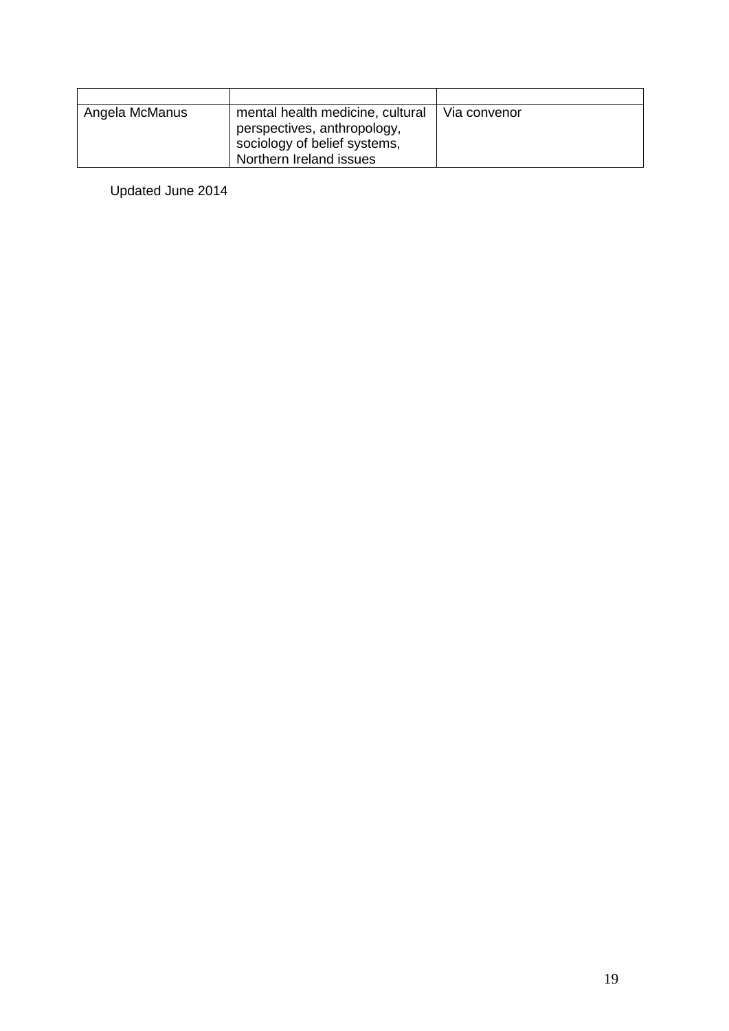| | | |
|---|---|---|
| | | |
| Angela McManus | mental health medicine, cultural perspectives, anthropology, sociology of belief systems, Northern Ireland issues | Via convenor |

Updated June 2014